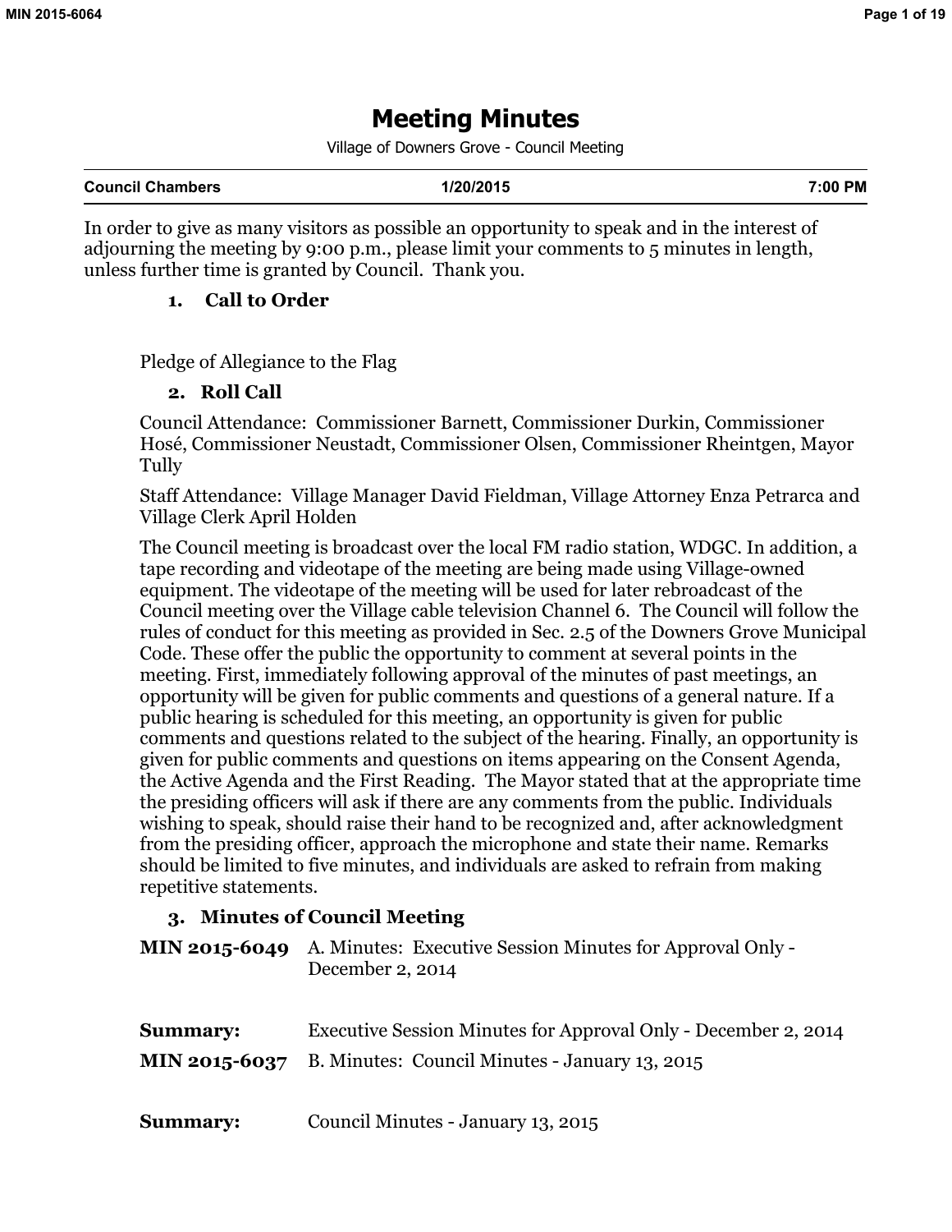# Meeting Minutes

Village of Downers Grove - Council Meeting

| Council Chambers | 1/20/2015 | 7:00 PM |
| --- | --- | --- |

In order to give as many visitors as possible an opportunity to speak and in the interest of adjourning the meeting by 9:00 p.m., please limit your comments to 5 minutes in length, unless further time is granted by Council. Thank you.

## 1. Call to Order

Pledge of Allegiance to the Flag

## 2. Roll Call

Council Attendance: Commissioner Barnett, Commissioner Durkin, Commissioner Hosé, Commissioner Neustadt, Commissioner Olsen, Commissioner Rheintgen, Mayor Tully

Staff Attendance: Village Manager David Fieldman, Village Attorney Enza Petrarca and Village Clerk April Holden

The Council meeting is broadcast over the local FM radio station, WDGC. In addition, a tape recording and videotape of the meeting are being made using Village-owned equipment. The videotape of the meeting will be used for later rebroadcast of the Council meeting over the Village cable television Channel 6. The Council will follow the rules of conduct for this meeting as provided in Sec. 2.5 of the Downers Grove Municipal Code. These offer the public the opportunity to comment at several points in the meeting. First, immediately following approval of the minutes of past meetings, an opportunity will be given for public comments and questions of a general nature. If a public hearing is scheduled for this meeting, an opportunity is given for public comments and questions related to the subject of the hearing. Finally, an opportunity is given for public comments and questions on items appearing on the Consent Agenda, the Active Agenda and the First Reading. The Mayor stated that at the appropriate time the presiding officers will ask if there are any comments from the public. Individuals wishing to speak, should raise their hand to be recognized and, after acknowledgment from the presiding officer, approach the microphone and state their name. Remarks should be limited to five minutes, and individuals are asked to refrain from making repetitive statements.

## 3. Minutes of Council Meeting

**MIN 2015-6049** A. Minutes: Executive Session Minutes for Approval Only - December 2, 2014

**Summary:** Executive Session Minutes for Approval Only - December 2, 2014

**MIN 2015-6037** B. Minutes: Council Minutes - January 13, 2015

**Summary:** Council Minutes - January 13, 2015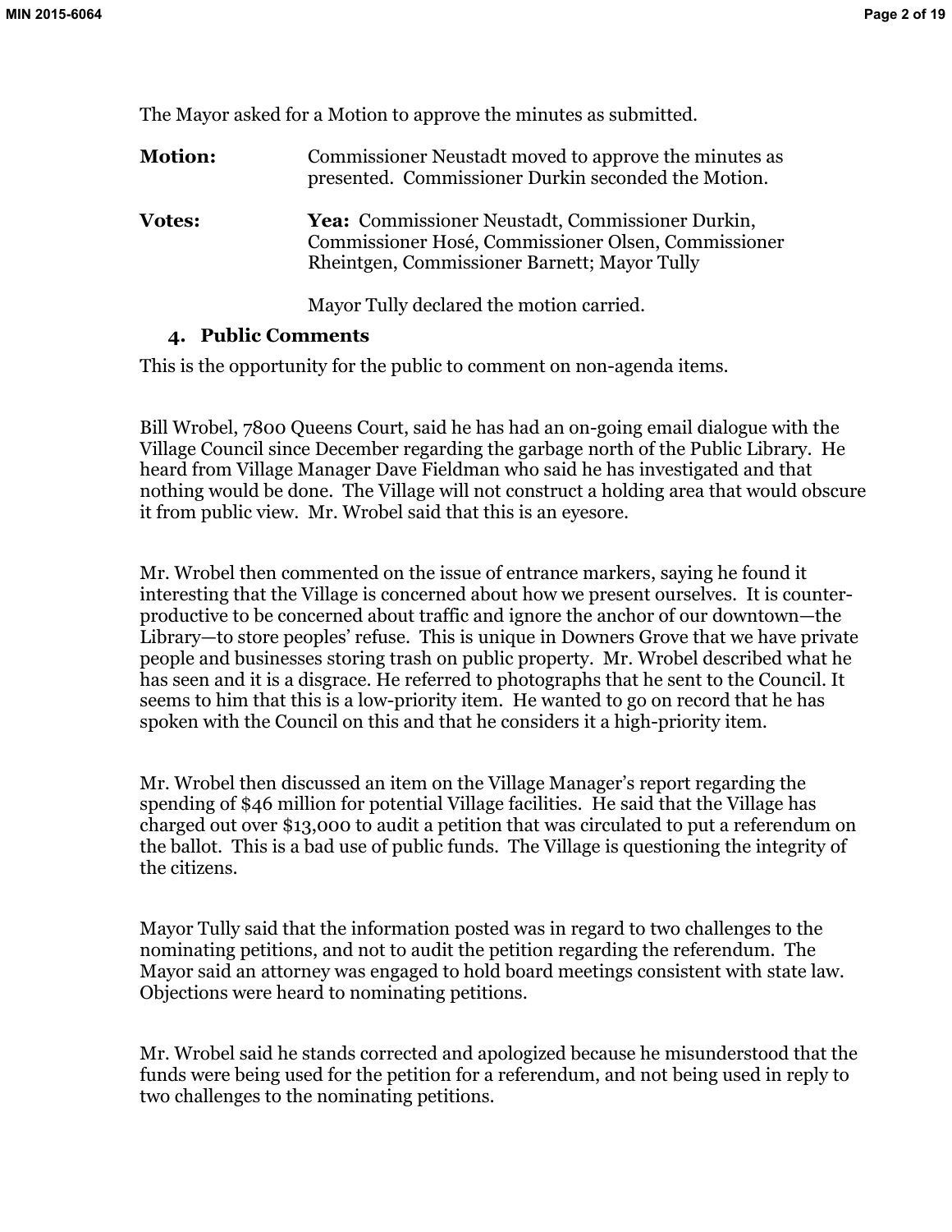The Mayor asked for a Motion to approve the minutes as submitted.

**Motion:** Commissioner Neustadt moved to approve the minutes as presented. Commissioner Durkin seconded the Motion.

**Votes:** **Yea:** Commissioner Neustadt, Commissioner Durkin, Commissioner Hosé, Commissioner Olsen, Commissioner Rheintgen, Commissioner Barnett; Mayor Tully

Mayor Tully declared the motion carried.

### 4. Public Comments

This is the opportunity for the public to comment on non-agenda items.

Bill Wrobel, 7800 Queens Court, said he has had an on-going email dialogue with the Village Council since December regarding the garbage north of the Public Library. He heard from Village Manager Dave Fieldman who said he has investigated and that nothing would be done. The Village will not construct a holding area that would obscure it from public view. Mr. Wrobel said that this is an eyesore.

Mr. Wrobel then commented on the issue of entrance markers, saying he found it interesting that the Village is concerned about how we present ourselves. It is counter-productive to be concerned about traffic and ignore the anchor of our downtown—the Library—to store peoples' refuse. This is unique in Downers Grove that we have private people and businesses storing trash on public property. Mr. Wrobel described what he has seen and it is a disgrace. He referred to photographs that he sent to the Council. It seems to him that this is a low-priority item. He wanted to go on record that he has spoken with the Council on this and that he considers it a high-priority item.

Mr. Wrobel then discussed an item on the Village Manager's report regarding the spending of $46 million for potential Village facilities. He said that the Village has charged out over $13,000 to audit a petition that was circulated to put a referendum on the ballot. This is a bad use of public funds. The Village is questioning the integrity of the citizens.

Mayor Tully said that the information posted was in regard to two challenges to the nominating petitions, and not to audit the petition regarding the referendum. The Mayor said an attorney was engaged to hold board meetings consistent with state law. Objections were heard to nominating petitions.

Mr. Wrobel said he stands corrected and apologized because he misunderstood that the funds were being used for the petition for a referendum, and not being used in reply to two challenges to the nominating petitions.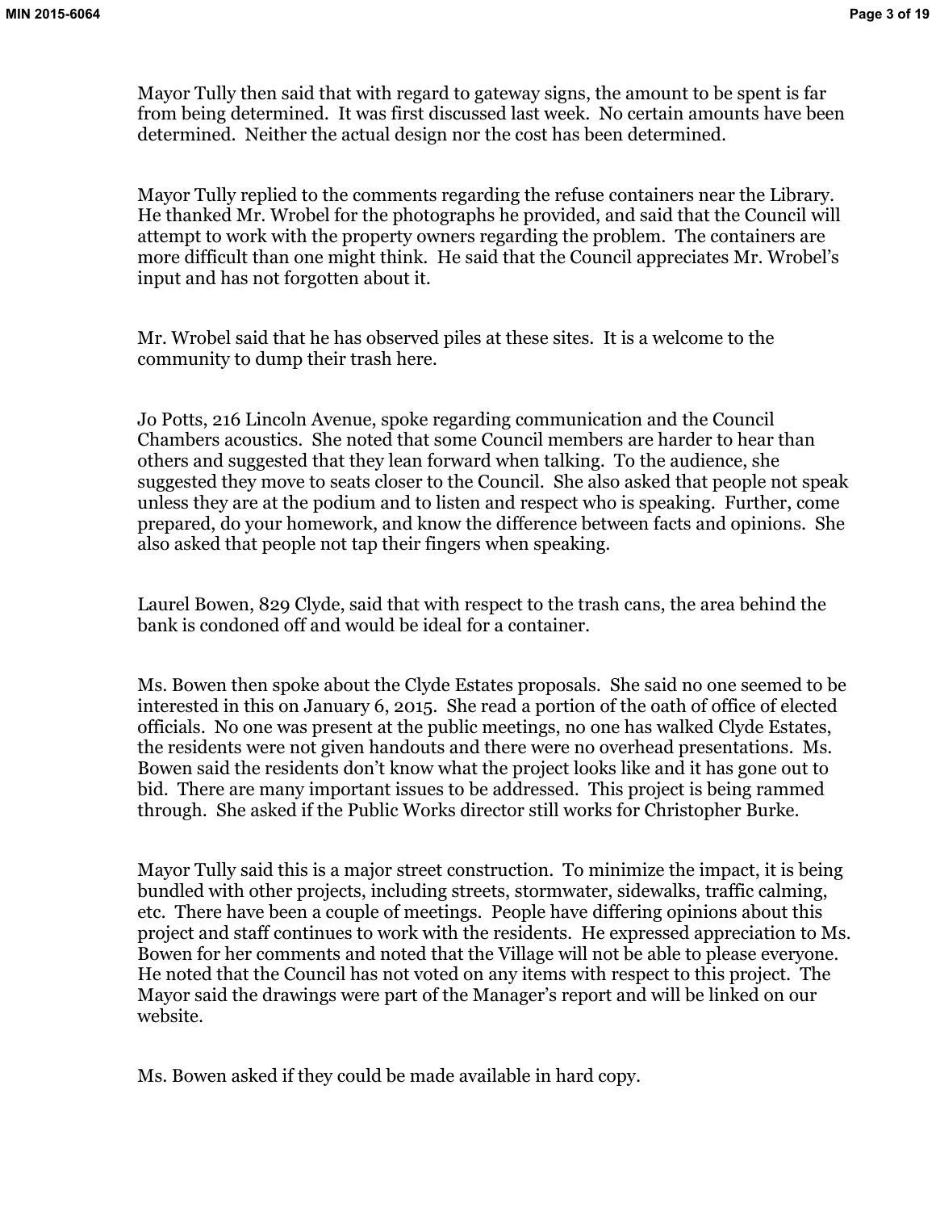Mayor Tully then said that with regard to gateway signs, the amount to be spent is far from being determined. It was first discussed last week. No certain amounts have been determined. Neither the actual design nor the cost has been determined.

Mayor Tully replied to the comments regarding the refuse containers near the Library. He thanked Mr. Wrobel for the photographs he provided, and said that the Council will attempt to work with the property owners regarding the problem. The containers are more difficult than one might think. He said that the Council appreciates Mr. Wrobel's input and has not forgotten about it.

Mr. Wrobel said that he has observed piles at these sites. It is a welcome to the community to dump their trash here.

Jo Potts, 216 Lincoln Avenue, spoke regarding communication and the Council Chambers acoustics. She noted that some Council members are harder to hear than others and suggested that they lean forward when talking. To the audience, she suggested they move to seats closer to the Council. She also asked that people not speak unless they are at the podium and to listen and respect who is speaking. Further, come prepared, do your homework, and know the difference between facts and opinions. She also asked that people not tap their fingers when speaking.

Laurel Bowen, 829 Clyde, said that with respect to the trash cans, the area behind the bank is condoned off and would be ideal for a container.

Ms. Bowen then spoke about the Clyde Estates proposals. She said no one seemed to be interested in this on January 6, 2015. She read a portion of the oath of office of elected officials. No one was present at the public meetings, no one has walked Clyde Estates, the residents were not given handouts and there were no overhead presentations. Ms. Bowen said the residents don't know what the project looks like and it has gone out to bid. There are many important issues to be addressed. This project is being rammed through. She asked if the Public Works director still works for Christopher Burke.

Mayor Tully said this is a major street construction. To minimize the impact, it is being bundled with other projects, including streets, stormwater, sidewalks, traffic calming, etc. There have been a couple of meetings. People have differing opinions about this project and staff continues to work with the residents. He expressed appreciation to Ms. Bowen for her comments and noted that the Village will not be able to please everyone. He noted that the Council has not voted on any items with respect to this project. The Mayor said the drawings were part of the Manager's report and will be linked on our website.

Ms. Bowen asked if they could be made available in hard copy.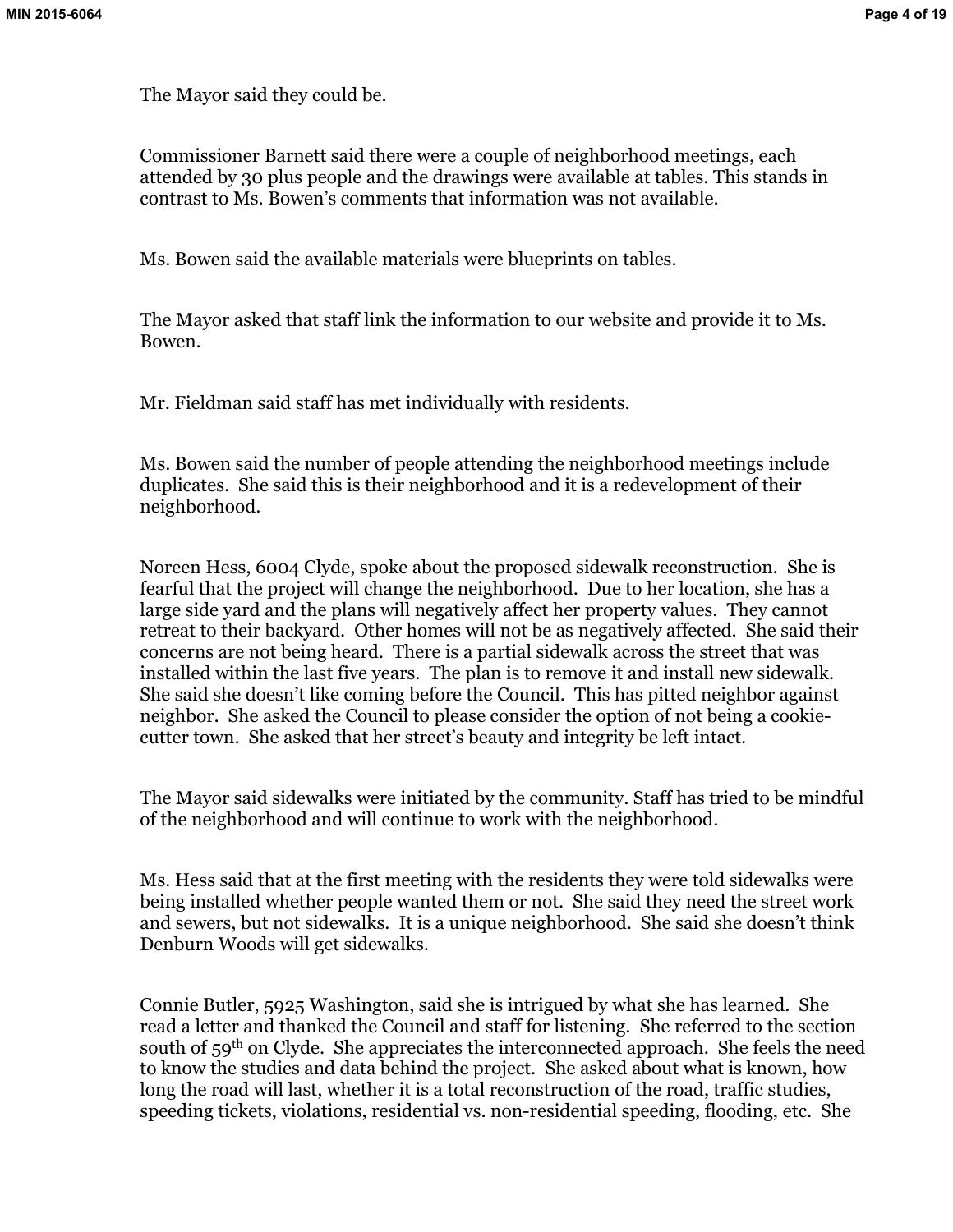The Mayor said they could be.

Commissioner Barnett said there were a couple of neighborhood meetings, each attended by 30 plus people and the drawings were available at tables. This stands in contrast to Ms. Bowen's comments that information was not available.

Ms. Bowen said the available materials were blueprints on tables.

The Mayor asked that staff link the information to our website and provide it to Ms. Bowen.

Mr. Fieldman said staff has met individually with residents.

Ms. Bowen said the number of people attending the neighborhood meetings include duplicates. She said this is their neighborhood and it is a redevelopment of their neighborhood.

Noreen Hess, 6004 Clyde, spoke about the proposed sidewalk reconstruction. She is fearful that the project will change the neighborhood. Due to her location, she has a large side yard and the plans will negatively affect her property values. They cannot retreat to their backyard. Other homes will not be as negatively affected. She said their concerns are not being heard. There is a partial sidewalk across the street that was installed within the last five years. The plan is to remove it and install new sidewalk. She said she doesn't like coming before the Council. This has pitted neighbor against neighbor. She asked the Council to please consider the option of not being a cookie-cutter town. She asked that her street's beauty and integrity be left intact.

The Mayor said sidewalks were initiated by the community. Staff has tried to be mindful of the neighborhood and will continue to work with the neighborhood.

Ms. Hess said that at the first meeting with the residents they were told sidewalks were being installed whether people wanted them or not. She said they need the street work and sewers, but not sidewalks. It is a unique neighborhood. She said she doesn't think Denburn Woods will get sidewalks.

Connie Butler, 5925 Washington, said she is intrigued by what she has learned. She read a letter and thanked the Council and staff for listening. She referred to the section south of 59th on Clyde. She appreciates the interconnected approach. She feels the need to know the studies and data behind the project. She asked about what is known, how long the road will last, whether it is a total reconstruction of the road, traffic studies, speeding tickets, violations, residential vs. non-residential speeding, flooding, etc. She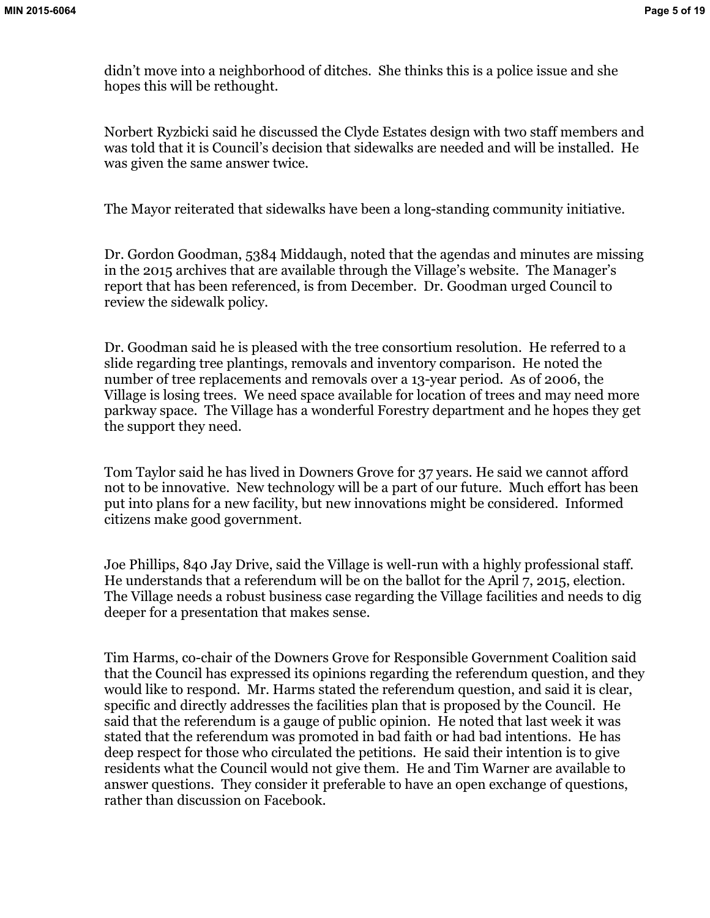didn't move into a neighborhood of ditches. She thinks this is a police issue and she hopes this will be rethought.

Norbert Ryzbicki said he discussed the Clyde Estates design with two staff members and was told that it is Council's decision that sidewalks are needed and will be installed. He was given the same answer twice.

The Mayor reiterated that sidewalks have been a long-standing community initiative.

Dr. Gordon Goodman, 5384 Middaugh, noted that the agendas and minutes are missing in the 2015 archives that are available through the Village's website. The Manager's report that has been referenced, is from December. Dr. Goodman urged Council to review the sidewalk policy.

Dr. Goodman said he is pleased with the tree consortium resolution. He referred to a slide regarding tree plantings, removals and inventory comparison. He noted the number of tree replacements and removals over a 13-year period. As of 2006, the Village is losing trees. We need space available for location of trees and may need more parkway space. The Village has a wonderful Forestry department and he hopes they get the support they need.

Tom Taylor said he has lived in Downers Grove for 37 years. He said we cannot afford not to be innovative. New technology will be a part of our future. Much effort has been put into plans for a new facility, but new innovations might be considered. Informed citizens make good government.

Joe Phillips, 840 Jay Drive, said the Village is well-run with a highly professional staff. He understands that a referendum will be on the ballot for the April 7, 2015, election. The Village needs a robust business case regarding the Village facilities and needs to dig deeper for a presentation that makes sense.

Tim Harms, co-chair of the Downers Grove for Responsible Government Coalition said that the Council has expressed its opinions regarding the referendum question, and they would like to respond. Mr. Harms stated the referendum question, and said it is clear, specific and directly addresses the facilities plan that is proposed by the Council. He said that the referendum is a gauge of public opinion. He noted that last week it was stated that the referendum was promoted in bad faith or had bad intentions. He has deep respect for those who circulated the petitions. He said their intention is to give residents what the Council would not give them. He and Tim Warner are available to answer questions. They consider it preferable to have an open exchange of questions, rather than discussion on Facebook.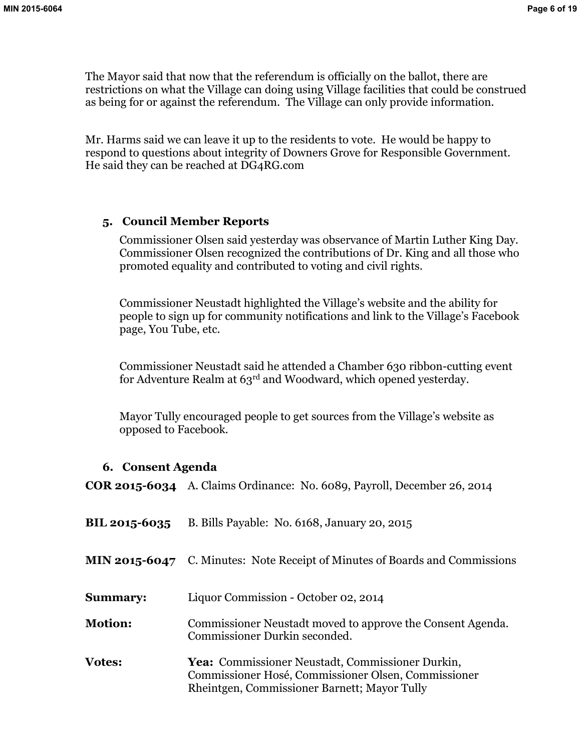The Mayor said that now that the referendum is officially on the ballot, there are restrictions on what the Village can doing using Village facilities that could be construed as being for or against the referendum. The Village can only provide information.

Mr. Harms said we can leave it up to the residents to vote. He would be happy to respond to questions about integrity of Downers Grove for Responsible Government. He said they can be reached at DG4RG.com

## 5. Council Member Reports

Commissioner Olsen said yesterday was observance of Martin Luther King Day. Commissioner Olsen recognized the contributions of Dr. King and all those who promoted equality and contributed to voting and civil rights.

Commissioner Neustadt highlighted the Village's website and the ability for people to sign up for community notifications and link to the Village's Facebook page, You Tube, etc.

Commissioner Neustadt said he attended a Chamber 630 ribbon-cutting event for Adventure Realm at 63rd and Woodward, which opened yesterday.

Mayor Tully encouraged people to get sources from the Village's website as opposed to Facebook.

## 6. Consent Agenda

**COR 2015-6034** A. Claims Ordinance: No. 6089, Payroll, December 26, 2014

**BIL 2015-6035** B. Bills Payable: No. 6168, January 20, 2015

**MIN 2015-6047** C. Minutes: Note Receipt of Minutes of Boards and Commissions

**Summary:** Liquor Commission - October 02, 2014

**Motion:** Commissioner Neustadt moved to approve the Consent Agenda. Commissioner Durkin seconded.

**Votes:** **Yea:** Commissioner Neustadt, Commissioner Durkin, Commissioner Hosé, Commissioner Olsen, Commissioner Rheintgen, Commissioner Barnett; Mayor Tully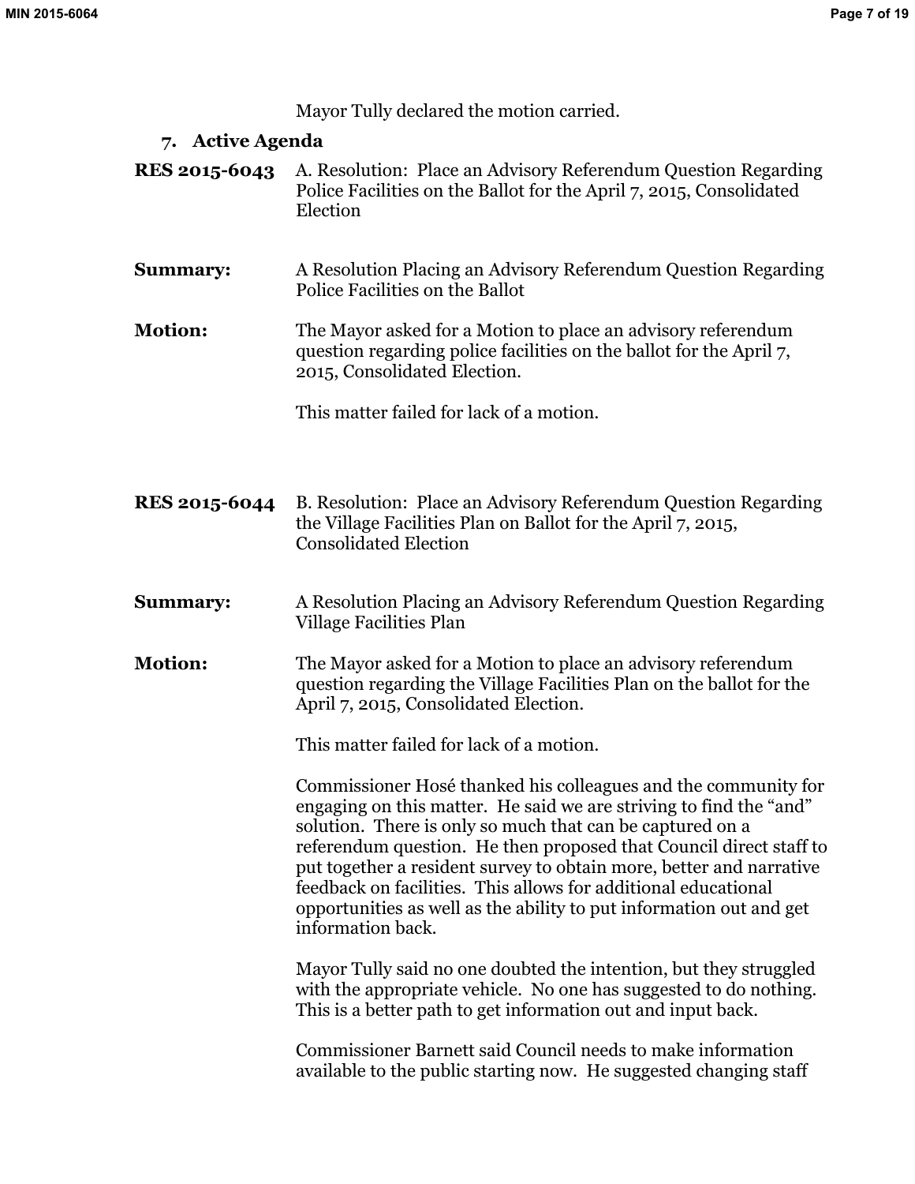Mayor Tully declared the motion carried.

## 7. Active Agenda

**RES 2015-6043** A. Resolution: Place an Advisory Referendum Question Regarding Police Facilities on the Ballot for the April 7, 2015, Consolidated Election

**Summary:** A Resolution Placing an Advisory Referendum Question Regarding Police Facilities on the Ballot

**Motion:** The Mayor asked for a Motion to place an advisory referendum question regarding police facilities on the ballot for the April 7, 2015, Consolidated Election.

This matter failed for lack of a motion.

**RES 2015-6044** B. Resolution: Place an Advisory Referendum Question Regarding the Village Facilities Plan on Ballot for the April 7, 2015, Consolidated Election

**Summary:** A Resolution Placing an Advisory Referendum Question Regarding Village Facilities Plan

**Motion:** The Mayor asked for a Motion to place an advisory referendum question regarding the Village Facilities Plan on the ballot for the April 7, 2015, Consolidated Election.

This matter failed for lack of a motion.

Commissioner Hosé thanked his colleagues and the community for engaging on this matter. He said we are striving to find the "and" solution. There is only so much that can be captured on a referendum question. He then proposed that Council direct staff to put together a resident survey to obtain more, better and narrative feedback on facilities. This allows for additional educational opportunities as well as the ability to put information out and get information back.

Mayor Tully said no one doubted the intention, but they struggled with the appropriate vehicle. No one has suggested to do nothing. This is a better path to get information out and input back.

Commissioner Barnett said Council needs to make information available to the public starting now. He suggested changing staff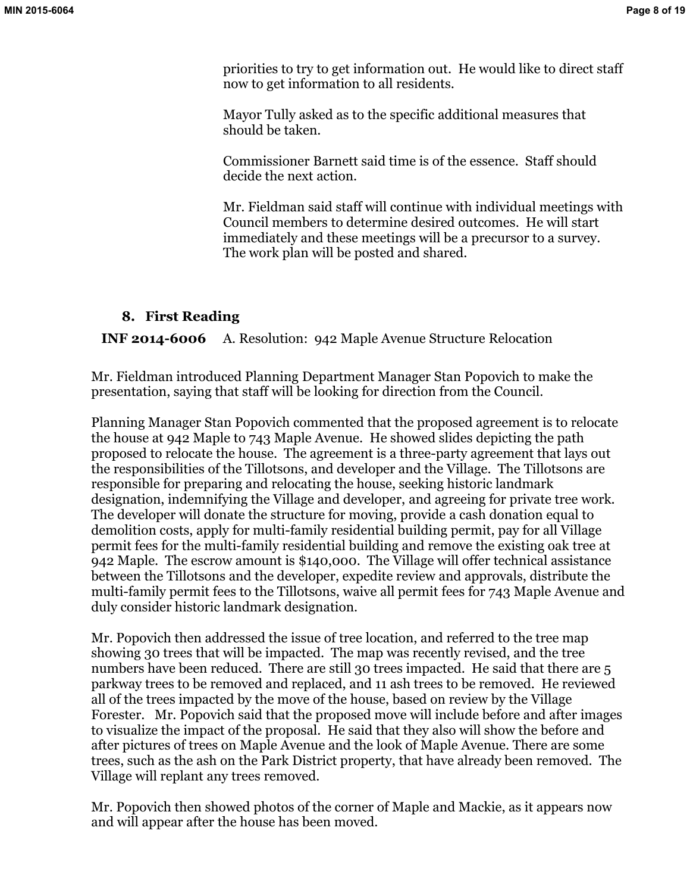priorities to try to get information out. He would like to direct staff now to get information to all residents.

Mayor Tully asked as to the specific additional measures that should be taken.

Commissioner Barnett said time is of the essence. Staff should decide the next action.

Mr. Fieldman said staff will continue with individual meetings with Council members to determine desired outcomes. He will start immediately and these meetings will be a precursor to a survey. The work plan will be posted and shared.

### 8. First Reading

**INF 2014-6006** A. Resolution: 942 Maple Avenue Structure Relocation

Mr. Fieldman introduced Planning Department Manager Stan Popovich to make the presentation, saying that staff will be looking for direction from the Council.

Planning Manager Stan Popovich commented that the proposed agreement is to relocate the house at 942 Maple to 743 Maple Avenue. He showed slides depicting the path proposed to relocate the house. The agreement is a three-party agreement that lays out the responsibilities of the Tillotsons, and developer and the Village. The Tillotsons are responsible for preparing and relocating the house, seeking historic landmark designation, indemnifying the Village and developer, and agreeing for private tree work. The developer will donate the structure for moving, provide a cash donation equal to demolition costs, apply for multi-family residential building permit, pay for all Village permit fees for the multi-family residential building and remove the existing oak tree at 942 Maple. The escrow amount is $140,000. The Village will offer technical assistance between the Tillotsons and the developer, expedite review and approvals, distribute the multi-family permit fees to the Tillotsons, waive all permit fees for 743 Maple Avenue and duly consider historic landmark designation.

Mr. Popovich then addressed the issue of tree location, and referred to the tree map showing 30 trees that will be impacted. The map was recently revised, and the tree numbers have been reduced. There are still 30 trees impacted. He said that there are 5 parkway trees to be removed and replaced, and 11 ash trees to be removed. He reviewed all of the trees impacted by the move of the house, based on review by the Village Forester. Mr. Popovich said that the proposed move will include before and after images to visualize the impact of the proposal. He said that they also will show the before and after pictures of trees on Maple Avenue and the look of Maple Avenue. There are some trees, such as the ash on the Park District property, that have already been removed. The Village will replant any trees removed.

Mr. Popovich then showed photos of the corner of Maple and Mackie, as it appears now and will appear after the house has been moved.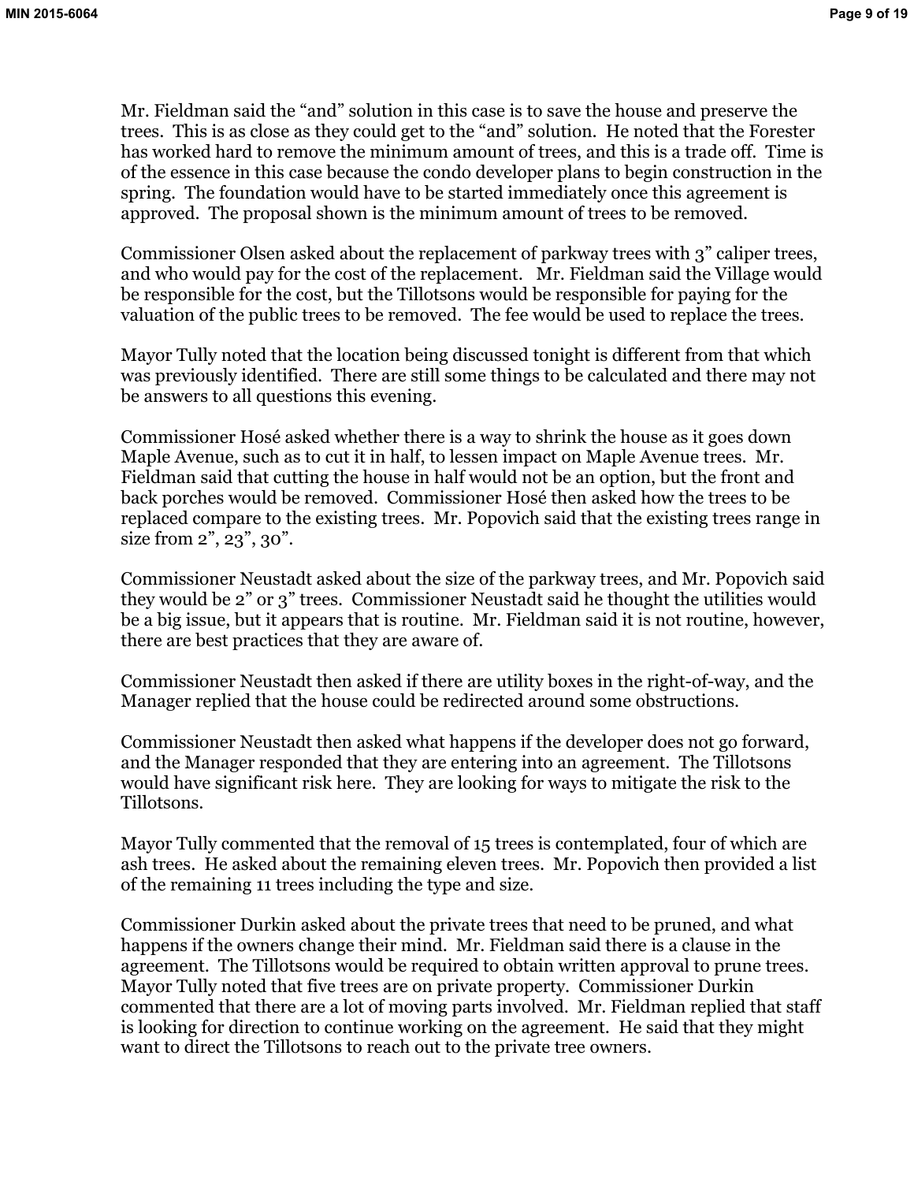Mr. Fieldman said the "and" solution in this case is to save the house and preserve the trees. This is as close as they could get to the "and" solution. He noted that the Forester has worked hard to remove the minimum amount of trees, and this is a trade off. Time is of the essence in this case because the condo developer plans to begin construction in the spring. The foundation would have to be started immediately once this agreement is approved. The proposal shown is the minimum amount of trees to be removed.

Commissioner Olsen asked about the replacement of parkway trees with 3" caliper trees, and who would pay for the cost of the replacement. Mr. Fieldman said the Village would be responsible for the cost, but the Tillotsons would be responsible for paying for the valuation of the public trees to be removed. The fee would be used to replace the trees.

Mayor Tully noted that the location being discussed tonight is different from that which was previously identified. There are still some things to be calculated and there may not be answers to all questions this evening.

Commissioner Hosé asked whether there is a way to shrink the house as it goes down Maple Avenue, such as to cut it in half, to lessen impact on Maple Avenue trees. Mr. Fieldman said that cutting the house in half would not be an option, but the front and back porches would be removed. Commissioner Hosé then asked how the trees to be replaced compare to the existing trees. Mr. Popovich said that the existing trees range in size from 2", 23", 30".

Commissioner Neustadt asked about the size of the parkway trees, and Mr. Popovich said they would be 2" or 3" trees. Commissioner Neustadt said he thought the utilities would be a big issue, but it appears that is routine. Mr. Fieldman said it is not routine, however, there are best practices that they are aware of.

Commissioner Neustadt then asked if there are utility boxes in the right-of-way, and the Manager replied that the house could be redirected around some obstructions.

Commissioner Neustadt then asked what happens if the developer does not go forward, and the Manager responded that they are entering into an agreement. The Tillotsons would have significant risk here. They are looking for ways to mitigate the risk to the Tillotsons.

Mayor Tully commented that the removal of 15 trees is contemplated, four of which are ash trees. He asked about the remaining eleven trees. Mr. Popovich then provided a list of the remaining 11 trees including the type and size.

Commissioner Durkin asked about the private trees that need to be pruned, and what happens if the owners change their mind. Mr. Fieldman said there is a clause in the agreement. The Tillotsons would be required to obtain written approval to prune trees. Mayor Tully noted that five trees are on private property. Commissioner Durkin commented that there are a lot of moving parts involved. Mr. Fieldman replied that staff is looking for direction to continue working on the agreement. He said that they might want to direct the Tillotsons to reach out to the private tree owners.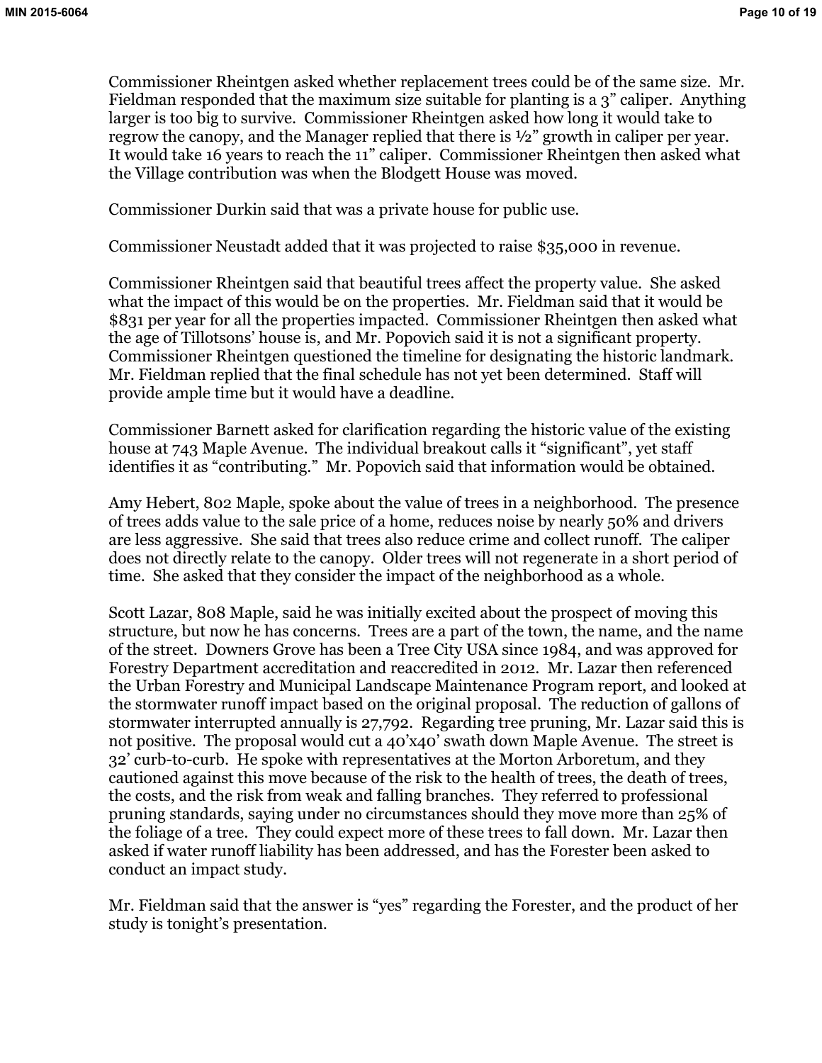Commissioner Rheintgen asked whether replacement trees could be of the same size. Mr. Fieldman responded that the maximum size suitable for planting is a 3" caliper. Anything larger is too big to survive. Commissioner Rheintgen asked how long it would take to regrow the canopy, and the Manager replied that there is ½" growth in caliper per year. It would take 16 years to reach the 11" caliper. Commissioner Rheintgen then asked what the Village contribution was when the Blodgett House was moved.

Commissioner Durkin said that was a private house for public use.

Commissioner Neustadt added that it was projected to raise $35,000 in revenue.

Commissioner Rheintgen said that beautiful trees affect the property value. She asked what the impact of this would be on the properties. Mr. Fieldman said that it would be $831 per year for all the properties impacted. Commissioner Rheintgen then asked what the age of Tillotsons' house is, and Mr. Popovich said it is not a significant property. Commissioner Rheintgen questioned the timeline for designating the historic landmark. Mr. Fieldman replied that the final schedule has not yet been determined. Staff will provide ample time but it would have a deadline.

Commissioner Barnett asked for clarification regarding the historic value of the existing house at 743 Maple Avenue. The individual breakout calls it "significant", yet staff identifies it as "contributing." Mr. Popovich said that information would be obtained.

Amy Hebert, 802 Maple, spoke about the value of trees in a neighborhood. The presence of trees adds value to the sale price of a home, reduces noise by nearly 50% and drivers are less aggressive. She said that trees also reduce crime and collect runoff. The caliper does not directly relate to the canopy. Older trees will not regenerate in a short period of time. She asked that they consider the impact of the neighborhood as a whole.

Scott Lazar, 808 Maple, said he was initially excited about the prospect of moving this structure, but now he has concerns. Trees are a part of the town, the name, and the name of the street. Downers Grove has been a Tree City USA since 1984, and was approved for Forestry Department accreditation and reaccredited in 2012. Mr. Lazar then referenced the Urban Forestry and Municipal Landscape Maintenance Program report, and looked at the stormwater runoff impact based on the original proposal. The reduction of gallons of stormwater interrupted annually is 27,792. Regarding tree pruning, Mr. Lazar said this is not positive. The proposal would cut a 40'x40' swath down Maple Avenue. The street is 32' curb-to-curb. He spoke with representatives at the Morton Arboretum, and they cautioned against this move because of the risk to the health of trees, the death of trees, the costs, and the risk from weak and falling branches. They referred to professional pruning standards, saying under no circumstances should they move more than 25% of the foliage of a tree. They could expect more of these trees to fall down. Mr. Lazar then asked if water runoff liability has been addressed, and has the Forester been asked to conduct an impact study.

Mr. Fieldman said that the answer is "yes" regarding the Forester, and the product of her study is tonight's presentation.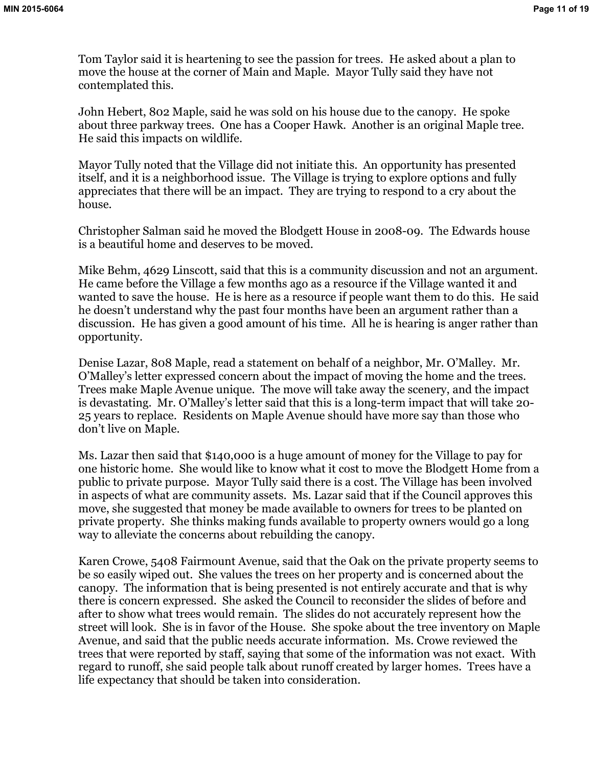Tom Taylor said it is heartening to see the passion for trees. He asked about a plan to move the house at the corner of Main and Maple. Mayor Tully said they have not contemplated this.

John Hebert, 802 Maple, said he was sold on his house due to the canopy. He spoke about three parkway trees. One has a Cooper Hawk. Another is an original Maple tree. He said this impacts on wildlife.

Mayor Tully noted that the Village did not initiate this. An opportunity has presented itself, and it is a neighborhood issue. The Village is trying to explore options and fully appreciates that there will be an impact. They are trying to respond to a cry about the house.

Christopher Salman said he moved the Blodgett House in 2008-09. The Edwards house is a beautiful home and deserves to be moved.

Mike Behm, 4629 Linscott, said that this is a community discussion and not an argument. He came before the Village a few months ago as a resource if the Village wanted it and wanted to save the house. He is here as a resource if people want them to do this. He said he doesn't understand why the past four months have been an argument rather than a discussion. He has given a good amount of his time. All he is hearing is anger rather than opportunity.

Denise Lazar, 808 Maple, read a statement on behalf of a neighbor, Mr. O'Malley. Mr. O'Malley's letter expressed concern about the impact of moving the home and the trees. Trees make Maple Avenue unique. The move will take away the scenery, and the impact is devastating. Mr. O'Malley's letter said that this is a long-term impact that will take 20-25 years to replace. Residents on Maple Avenue should have more say than those who don't live on Maple.

Ms. Lazar then said that $140,000 is a huge amount of money for the Village to pay for one historic home. She would like to know what it cost to move the Blodgett Home from a public to private purpose. Mayor Tully said there is a cost. The Village has been involved in aspects of what are community assets. Ms. Lazar said that if the Council approves this move, she suggested that money be made available to owners for trees to be planted on private property. She thinks making funds available to property owners would go a long way to alleviate the concerns about rebuilding the canopy.

Karen Crowe, 5408 Fairmount Avenue, said that the Oak on the private property seems to be so easily wiped out. She values the trees on her property and is concerned about the canopy. The information that is being presented is not entirely accurate and that is why there is concern expressed. She asked the Council to reconsider the slides of before and after to show what trees would remain. The slides do not accurately represent how the street will look. She is in favor of the House. She spoke about the tree inventory on Maple Avenue, and said that the public needs accurate information. Ms. Crowe reviewed the trees that were reported by staff, saying that some of the information was not exact. With regard to runoff, she said people talk about runoff created by larger homes. Trees have a life expectancy that should be taken into consideration.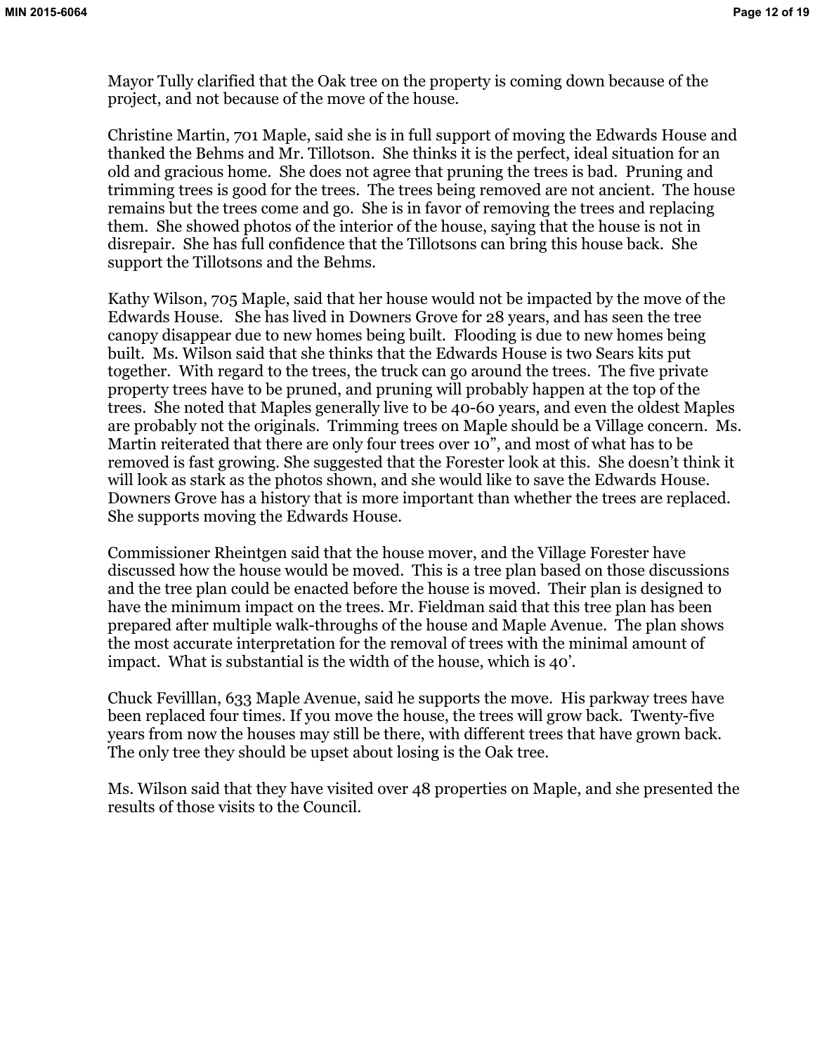Mayor Tully clarified that the Oak tree on the property is coming down because of the project, and not because of the move of the house.

Christine Martin, 701 Maple, said she is in full support of moving the Edwards House and thanked the Behms and Mr. Tillotson. She thinks it is the perfect, ideal situation for an old and gracious home. She does not agree that pruning the trees is bad. Pruning and trimming trees is good for the trees. The trees being removed are not ancient. The house remains but the trees come and go. She is in favor of removing the trees and replacing them. She showed photos of the interior of the house, saying that the house is not in disrepair. She has full confidence that the Tillotsons can bring this house back. She support the Tillotsons and the Behms.

Kathy Wilson, 705 Maple, said that her house would not be impacted by the move of the Edwards House. She has lived in Downers Grove for 28 years, and has seen the tree canopy disappear due to new homes being built. Flooding is due to new homes being built. Ms. Wilson said that she thinks that the Edwards House is two Sears kits put together. With regard to the trees, the truck can go around the trees. The five private property trees have to be pruned, and pruning will probably happen at the top of the trees. She noted that Maples generally live to be 40-60 years, and even the oldest Maples are probably not the originals. Trimming trees on Maple should be a Village concern. Ms. Martin reiterated that there are only four trees over 10", and most of what has to be removed is fast growing. She suggested that the Forester look at this. She doesn't think it will look as stark as the photos shown, and she would like to save the Edwards House. Downers Grove has a history that is more important than whether the trees are replaced. She supports moving the Edwards House.

Commissioner Rheintgen said that the house mover, and the Village Forester have discussed how the house would be moved. This is a tree plan based on those discussions and the tree plan could be enacted before the house is moved. Their plan is designed to have the minimum impact on the trees. Mr. Fieldman said that this tree plan has been prepared after multiple walk-throughs of the house and Maple Avenue. The plan shows the most accurate interpretation for the removal of trees with the minimal amount of impact. What is substantial is the width of the house, which is 40'.

Chuck Fevilllan, 633 Maple Avenue, said he supports the move. His parkway trees have been replaced four times. If you move the house, the trees will grow back. Twenty-five years from now the houses may still be there, with different trees that have grown back. The only tree they should be upset about losing is the Oak tree.

Ms. Wilson said that they have visited over 48 properties on Maple, and she presented the results of those visits to the Council.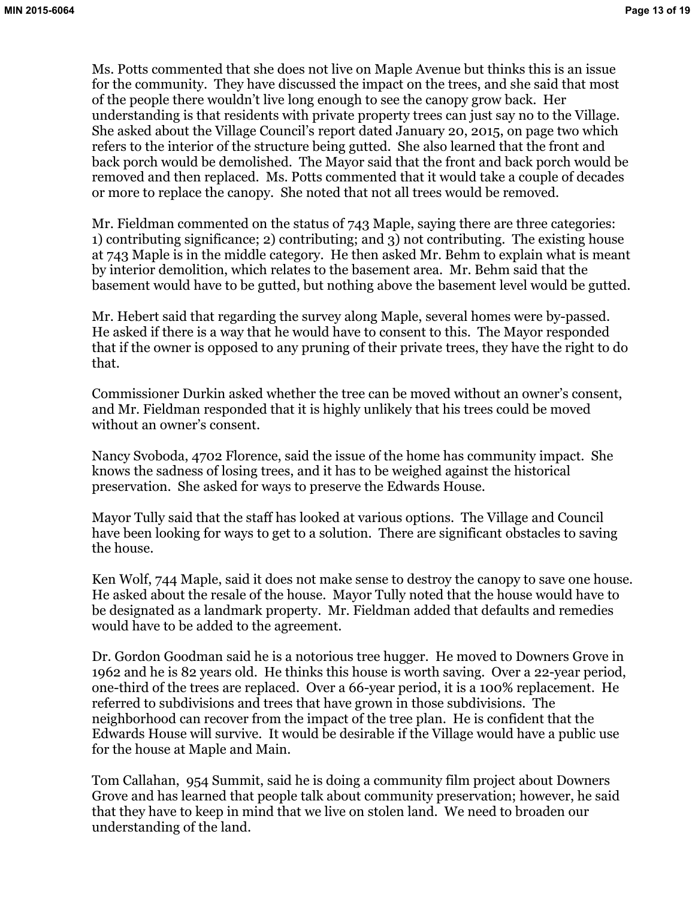Ms. Potts commented that she does not live on Maple Avenue but thinks this is an issue for the community. They have discussed the impact on the trees, and she said that most of the people there wouldn't live long enough to see the canopy grow back. Her understanding is that residents with private property trees can just say no to the Village. She asked about the Village Council's report dated January 20, 2015, on page two which refers to the interior of the structure being gutted. She also learned that the front and back porch would be demolished. The Mayor said that the front and back porch would be removed and then replaced. Ms. Potts commented that it would take a couple of decades or more to replace the canopy. She noted that not all trees would be removed.

Mr. Fieldman commented on the status of 743 Maple, saying there are three categories: 1) contributing significance; 2) contributing; and 3) not contributing. The existing house at 743 Maple is in the middle category. He then asked Mr. Behm to explain what is meant by interior demolition, which relates to the basement area. Mr. Behm said that the basement would have to be gutted, but nothing above the basement level would be gutted.

Mr. Hebert said that regarding the survey along Maple, several homes were by-passed. He asked if there is a way that he would have to consent to this. The Mayor responded that if the owner is opposed to any pruning of their private trees, they have the right to do that.

Commissioner Durkin asked whether the tree can be moved without an owner's consent, and Mr. Fieldman responded that it is highly unlikely that his trees could be moved without an owner's consent.

Nancy Svoboda, 4702 Florence, said the issue of the home has community impact. She knows the sadness of losing trees, and it has to be weighed against the historical preservation. She asked for ways to preserve the Edwards House.

Mayor Tully said that the staff has looked at various options. The Village and Council have been looking for ways to get to a solution. There are significant obstacles to saving the house.

Ken Wolf, 744 Maple, said it does not make sense to destroy the canopy to save one house. He asked about the resale of the house. Mayor Tully noted that the house would have to be designated as a landmark property. Mr. Fieldman added that defaults and remedies would have to be added to the agreement.

Dr. Gordon Goodman said he is a notorious tree hugger. He moved to Downers Grove in 1962 and he is 82 years old. He thinks this house is worth saving. Over a 22-year period, one-third of the trees are replaced. Over a 66-year period, it is a 100% replacement. He referred to subdivisions and trees that have grown in those subdivisions. The neighborhood can recover from the impact of the tree plan. He is confident that the Edwards House will survive. It would be desirable if the Village would have a public use for the house at Maple and Main.

Tom Callahan, 954 Summit, said he is doing a community film project about Downers Grove and has learned that people talk about community preservation; however, he said that they have to keep in mind that we live on stolen land. We need to broaden our understanding of the land.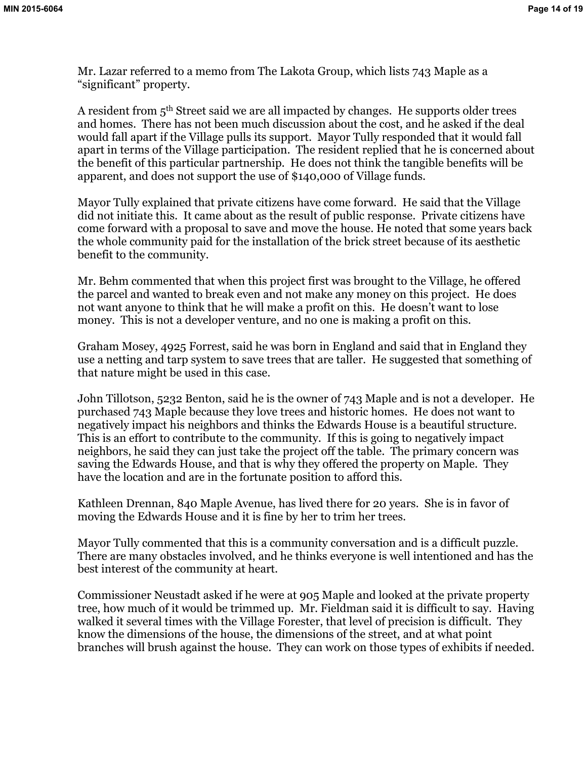Mr. Lazar referred to a memo from The Lakota Group, which lists 743 Maple as a “significant” property.

A resident from 5th Street said we are all impacted by changes. He supports older trees and homes. There has not been much discussion about the cost, and he asked if the deal would fall apart if the Village pulls its support. Mayor Tully responded that it would fall apart in terms of the Village participation. The resident replied that he is concerned about the benefit of this particular partnership. He does not think the tangible benefits will be apparent, and does not support the use of $140,000 of Village funds.

Mayor Tully explained that private citizens have come forward. He said that the Village did not initiate this. It came about as the result of public response. Private citizens have come forward with a proposal to save and move the house. He noted that some years back the whole community paid for the installation of the brick street because of its aesthetic benefit to the community.

Mr. Behm commented that when this project first was brought to the Village, he offered the parcel and wanted to break even and not make any money on this project. He does not want anyone to think that he will make a profit on this. He doesn’t want to lose money. This is not a developer venture, and no one is making a profit on this.

Graham Mosey, 4925 Forrest, said he was born in England and said that in England they use a netting and tarp system to save trees that are taller. He suggested that something of that nature might be used in this case.

John Tillotson, 5232 Benton, said he is the owner of 743 Maple and is not a developer. He purchased 743 Maple because they love trees and historic homes. He does not want to negatively impact his neighbors and thinks the Edwards House is a beautiful structure. This is an effort to contribute to the community. If this is going to negatively impact neighbors, he said they can just take the project off the table. The primary concern was saving the Edwards House, and that is why they offered the property on Maple. They have the location and are in the fortunate position to afford this.

Kathleen Drennan, 840 Maple Avenue, has lived there for 20 years. She is in favor of moving the Edwards House and it is fine by her to trim her trees.

Mayor Tully commented that this is a community conversation and is a difficult puzzle. There are many obstacles involved, and he thinks everyone is well intentioned and has the best interest of the community at heart.

Commissioner Neustadt asked if he were at 905 Maple and looked at the private property tree, how much of it would be trimmed up. Mr. Fieldman said it is difficult to say. Having walked it several times with the Village Forester, that level of precision is difficult. They know the dimensions of the house, the dimensions of the street, and at what point branches will brush against the house. They can work on those types of exhibits if needed.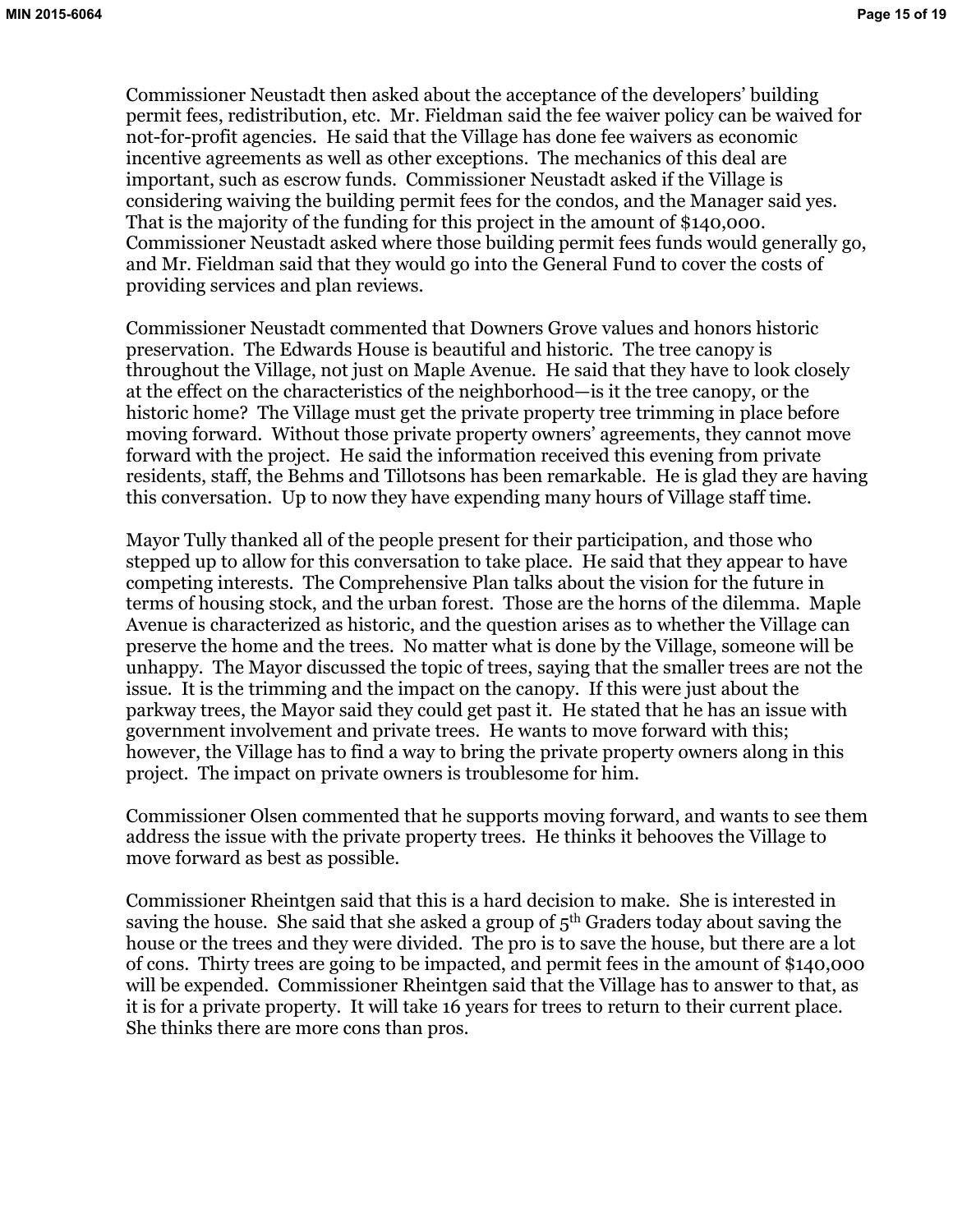Commissioner Neustadt then asked about the acceptance of the developers' building permit fees, redistribution, etc. Mr. Fieldman said the fee waiver policy can be waived for not-for-profit agencies. He said that the Village has done fee waivers as economic incentive agreements as well as other exceptions. The mechanics of this deal are important, such as escrow funds. Commissioner Neustadt asked if the Village is considering waiving the building permit fees for the condos, and the Manager said yes. That is the majority of the funding for this project in the amount of $140,000. Commissioner Neustadt asked where those building permit fees funds would generally go, and Mr. Fieldman said that they would go into the General Fund to cover the costs of providing services and plan reviews.

Commissioner Neustadt commented that Downers Grove values and honors historic preservation. The Edwards House is beautiful and historic. The tree canopy is throughout the Village, not just on Maple Avenue. He said that they have to look closely at the effect on the characteristics of the neighborhood—is it the tree canopy, or the historic home? The Village must get the private property tree trimming in place before moving forward. Without those private property owners' agreements, they cannot move forward with the project. He said the information received this evening from private residents, staff, the Behms and Tillotsons has been remarkable. He is glad they are having this conversation. Up to now they have expending many hours of Village staff time.

Mayor Tully thanked all of the people present for their participation, and those who stepped up to allow for this conversation to take place. He said that they appear to have competing interests. The Comprehensive Plan talks about the vision for the future in terms of housing stock, and the urban forest. Those are the horns of the dilemma. Maple Avenue is characterized as historic, and the question arises as to whether the Village can preserve the home and the trees. No matter what is done by the Village, someone will be unhappy. The Mayor discussed the topic of trees, saying that the smaller trees are not the issue. It is the trimming and the impact on the canopy. If this were just about the parkway trees, the Mayor said they could get past it. He stated that he has an issue with government involvement and private trees. He wants to move forward with this; however, the Village has to find a way to bring the private property owners along in this project. The impact on private owners is troublesome for him.

Commissioner Olsen commented that he supports moving forward, and wants to see them address the issue with the private property trees. He thinks it behooves the Village to move forward as best as possible.

Commissioner Rheintgen said that this is a hard decision to make. She is interested in saving the house. She said that she asked a group of 5th Graders today about saving the house or the trees and they were divided. The pro is to save the house, but there are a lot of cons. Thirty trees are going to be impacted, and permit fees in the amount of $140,000 will be expended. Commissioner Rheintgen said that the Village has to answer to that, as it is for a private property. It will take 16 years for trees to return to their current place. She thinks there are more cons than pros.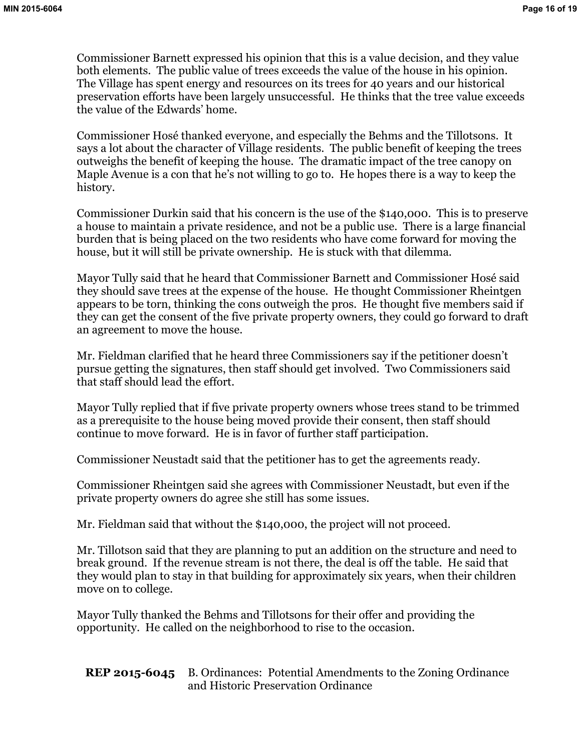Commissioner Barnett expressed his opinion that this is a value decision, and they value both elements. The public value of trees exceeds the value of the house in his opinion. The Village has spent energy and resources on its trees for 40 years and our historical preservation efforts have been largely unsuccessful. He thinks that the tree value exceeds the value of the Edwards' home.

Commissioner Hosé thanked everyone, and especially the Behms and the Tillotsons. It says a lot about the character of Village residents. The public benefit of keeping the trees outweighs the benefit of keeping the house. The dramatic impact of the tree canopy on Maple Avenue is a con that he's not willing to go to. He hopes there is a way to keep the history.

Commissioner Durkin said that his concern is the use of the $140,000. This is to preserve a house to maintain a private residence, and not be a public use. There is a large financial burden that is being placed on the two residents who have come forward for moving the house, but it will still be private ownership. He is stuck with that dilemma.

Mayor Tully said that he heard that Commissioner Barnett and Commissioner Hosé said they should save trees at the expense of the house. He thought Commissioner Rheintgen appears to be torn, thinking the cons outweigh the pros. He thought five members said if they can get the consent of the five private property owners, they could go forward to draft an agreement to move the house.

Mr. Fieldman clarified that he heard three Commissioners say if the petitioner doesn't pursue getting the signatures, then staff should get involved. Two Commissioners said that staff should lead the effort.

Mayor Tully replied that if five private property owners whose trees stand to be trimmed as a prerequisite to the house being moved provide their consent, then staff should continue to move forward. He is in favor of further staff participation.

Commissioner Neustadt said that the petitioner has to get the agreements ready.

Commissioner Rheintgen said she agrees with Commissioner Neustadt, but even if the private property owners do agree she still has some issues.

Mr. Fieldman said that without the $140,000, the project will not proceed.

Mr. Tillotson said that they are planning to put an addition on the structure and need to break ground. If the revenue stream is not there, the deal is off the table. He said that they would plan to stay in that building for approximately six years, when their children move on to college.

Mayor Tully thanked the Behms and Tillotsons for their offer and providing the opportunity. He called on the neighborhood to rise to the occasion.

**REP 2015-6045** B. Ordinances: Potential Amendments to the Zoning Ordinance and Historic Preservation Ordinance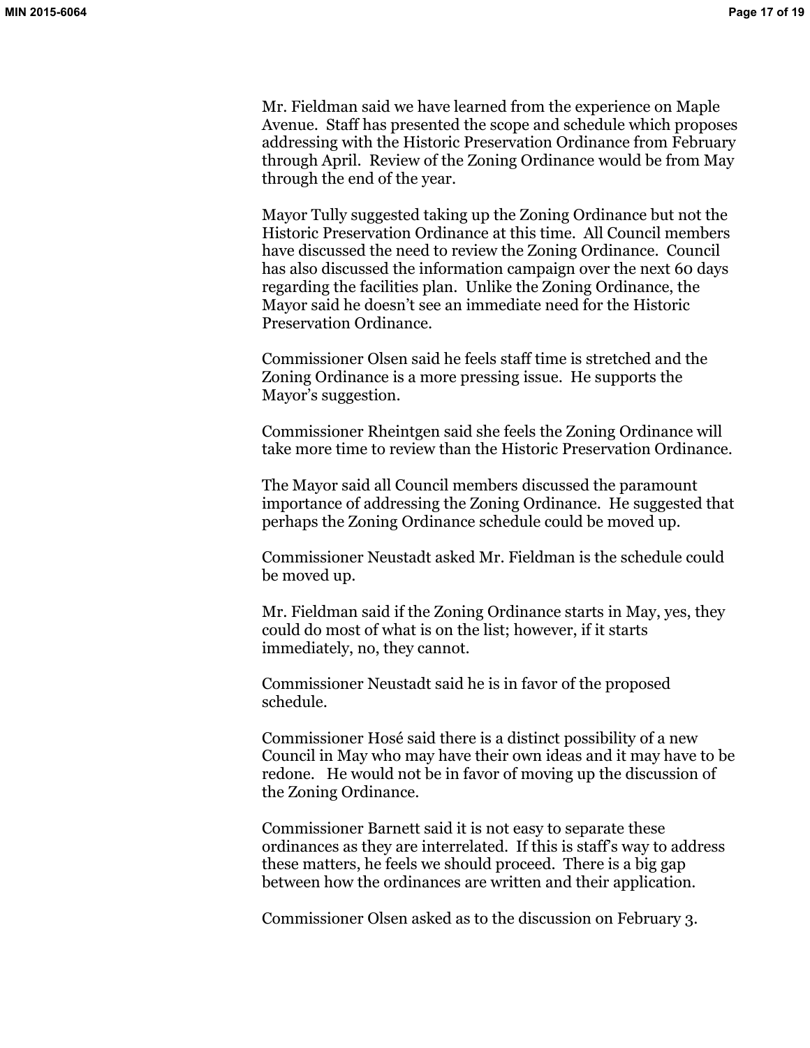Mr. Fieldman said we have learned from the experience on Maple Avenue. Staff has presented the scope and schedule which proposes addressing with the Historic Preservation Ordinance from February through April. Review of the Zoning Ordinance would be from May through the end of the year.

Mayor Tully suggested taking up the Zoning Ordinance but not the Historic Preservation Ordinance at this time. All Council members have discussed the need to review the Zoning Ordinance. Council has also discussed the information campaign over the next 60 days regarding the facilities plan. Unlike the Zoning Ordinance, the Mayor said he doesn't see an immediate need for the Historic Preservation Ordinance.

Commissioner Olsen said he feels staff time is stretched and the Zoning Ordinance is a more pressing issue. He supports the Mayor's suggestion.

Commissioner Rheintgen said she feels the Zoning Ordinance will take more time to review than the Historic Preservation Ordinance.

The Mayor said all Council members discussed the paramount importance of addressing the Zoning Ordinance. He suggested that perhaps the Zoning Ordinance schedule could be moved up.

Commissioner Neustadt asked Mr. Fieldman is the schedule could be moved up.

Mr. Fieldman said if the Zoning Ordinance starts in May, yes, they could do most of what is on the list; however, if it starts immediately, no, they cannot.

Commissioner Neustadt said he is in favor of the proposed schedule.

Commissioner Hosé said there is a distinct possibility of a new Council in May who may have their own ideas and it may have to be redone. He would not be in favor of moving up the discussion of the Zoning Ordinance.

Commissioner Barnett said it is not easy to separate these ordinances as they are interrelated. If this is staff's way to address these matters, he feels we should proceed. There is a big gap between how the ordinances are written and their application.

Commissioner Olsen asked as to the discussion on February 3.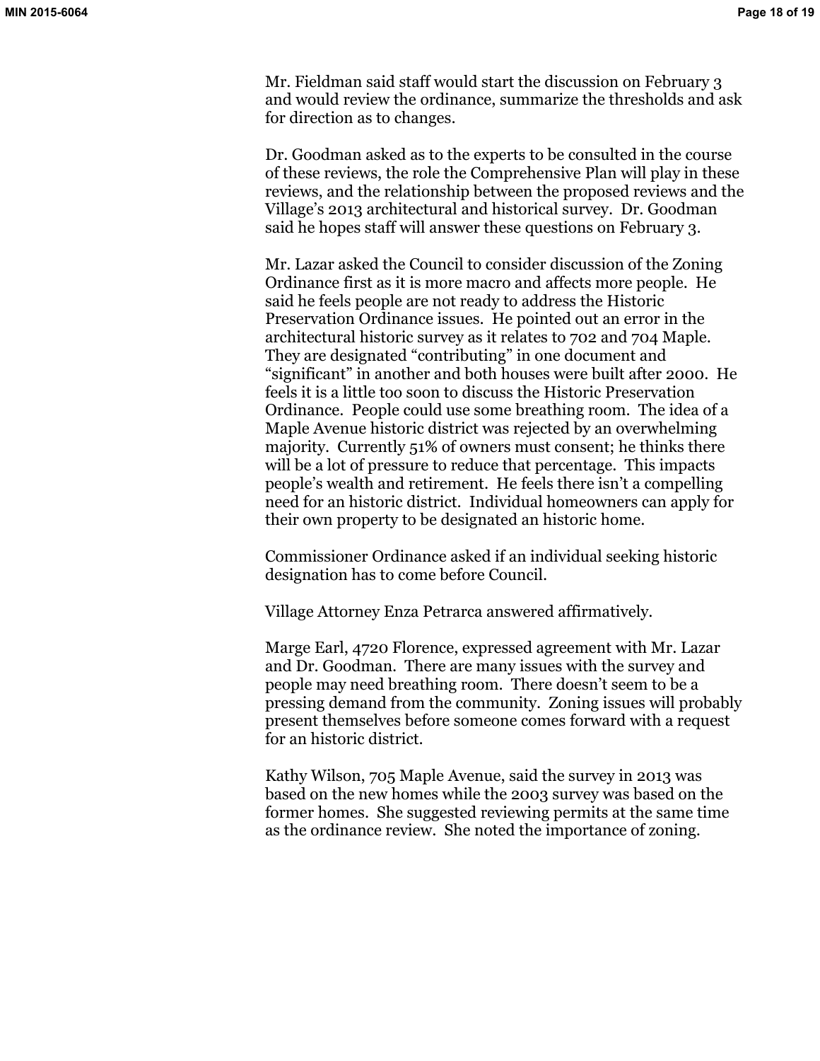Mr. Fieldman said staff would start the discussion on February 3 and would review the ordinance, summarize the thresholds and ask for direction as to changes.

Dr. Goodman asked as to the experts to be consulted in the course of these reviews, the role the Comprehensive Plan will play in these reviews, and the relationship between the proposed reviews and the Village's 2013 architectural and historical survey. Dr. Goodman said he hopes staff will answer these questions on February 3.

Mr. Lazar asked the Council to consider discussion of the Zoning Ordinance first as it is more macro and affects more people. He said he feels people are not ready to address the Historic Preservation Ordinance issues. He pointed out an error in the architectural historic survey as it relates to 702 and 704 Maple. They are designated "contributing" in one document and "significant" in another and both houses were built after 2000. He feels it is a little too soon to discuss the Historic Preservation Ordinance. People could use some breathing room. The idea of a Maple Avenue historic district was rejected by an overwhelming majority. Currently 51% of owners must consent; he thinks there will be a lot of pressure to reduce that percentage. This impacts people's wealth and retirement. He feels there isn't a compelling need for an historic district. Individual homeowners can apply for their own property to be designated an historic home.

Commissioner Ordinance asked if an individual seeking historic designation has to come before Council.

Village Attorney Enza Petrarca answered affirmatively.

Marge Earl, 4720 Florence, expressed agreement with Mr. Lazar and Dr. Goodman. There are many issues with the survey and people may need breathing room. There doesn't seem to be a pressing demand from the community. Zoning issues will probably present themselves before someone comes forward with a request for an historic district.

Kathy Wilson, 705 Maple Avenue, said the survey in 2013 was based on the new homes while the 2003 survey was based on the former homes. She suggested reviewing permits at the same time as the ordinance review. She noted the importance of zoning.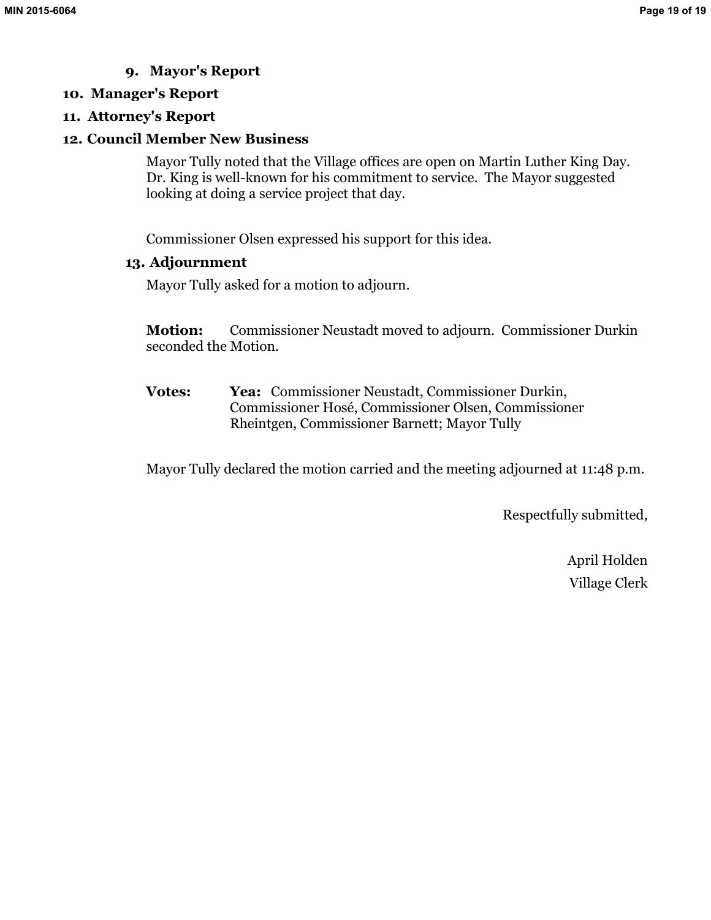**9. Mayor's Report**

**10. Manager's Report**

**11. Attorney's Report**

**12. Council Member New Business**

Mayor Tully noted that the Village offices are open on Martin Luther King Day. Dr. King is well-known for his commitment to service. The Mayor suggested looking at doing a service project that day.

Commissioner Olsen expressed his support for this idea.

**13. Adjournment**

Mayor Tully asked for a motion to adjourn.

**Motion:** Commissioner Neustadt moved to adjourn. Commissioner Durkin seconded the Motion.

**Votes:** **Yea:** Commissioner Neustadt, Commissioner Durkin, Commissioner Hosé, Commissioner Olsen, Commissioner Rheintgen, Commissioner Barnett; Mayor Tully

Mayor Tully declared the motion carried and the meeting adjourned at 11:48 p.m.

Respectfully submitted,

April Holden
Village Clerk